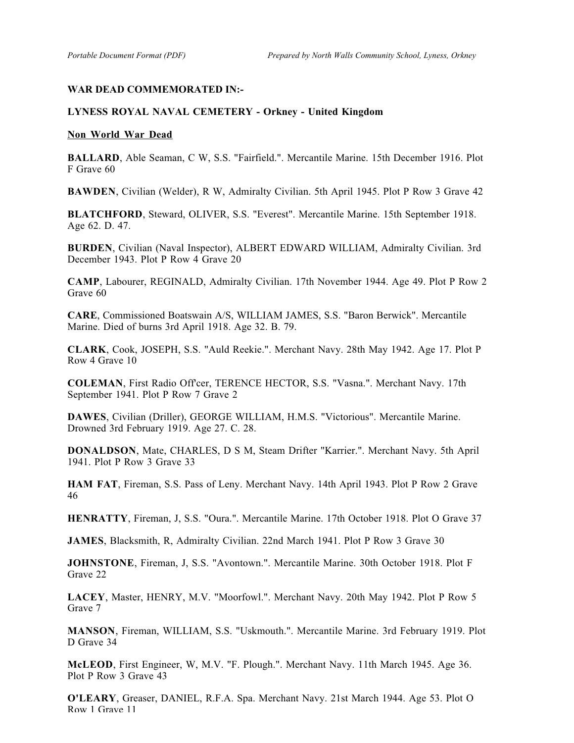**WAR DEAD COMMEMORATED IN:-**

**LYNESS ROYAL NAVAL CEMETERY - Orkney - United Kingdom**

**Non World War Dead**

**BALLARD**, Able Seaman, C W, S.S. "Fairfield.". Mercantile Marine. 15th December 1916. Plot F Grave 60

**BAWDEN**, Civilian (Welder), R W, Admiralty Civilian. 5th April 1945. Plot P Row 3 Grave 42

**BLATCHFORD**, Steward, OLIVER, S.S. "Everest". Mercantile Marine. 15th September 1918. Age 62. D. 47.

**BURDEN**, Civilian (Naval Inspector), ALBERT EDWARD WILLIAM, Admiralty Civilian. 3rd December 1943. Plot P Row 4 Grave 20

**CAMP**, Labourer, REGINALD, Admiralty Civilian. 17th November 1944. Age 49. Plot P Row 2 Grave 60

**CARE**, Commissioned Boatswain A/S, WILLIAM JAMES, S.S. "Baron Berwick". Mercantile Marine. Died of burns 3rd April 1918. Age 32. B. 79.

**CLARK**, Cook, JOSEPH, S.S. "Auld Reekie.". Merchant Navy. 28th May 1942. Age 17. Plot P Row 4 Grave 10

**COLEMAN**, First Radio Off'cer, TERENCE HECTOR, S.S. "Vasna.". Merchant Navy. 17th September 1941. Plot P Row 7 Grave 2

**DAWES**, Civilian (Driller), GEORGE WILLIAM, H.M.S. "Victorious". Mercantile Marine. Drowned 3rd February 1919. Age 27. C. 28.

**DONALDSON**, Mate, CHARLES, D S M, Steam Drifter "Karrier.". Merchant Navy. 5th April 1941. Plot P Row 3 Grave 33

**HAM FAT**, Fireman, S.S. Pass of Leny. Merchant Navy. 14th April 1943. Plot P Row 2 Grave 46

**HENRATTY**, Fireman, J, S.S. "Oura.". Mercantile Marine. 17th October 1918. Plot O Grave 37

**JAMES**, Blacksmith, R, Admiralty Civilian. 22nd March 1941. Plot P Row 3 Grave 30

**JOHNSTONE**, Fireman, J, S.S. "Avontown.". Mercantile Marine. 30th October 1918. Plot F Grave 22

**LACEY**, Master, HENRY, M.V. "Moorfowl.". Merchant Navy. 20th May 1942. Plot P Row 5 Grave 7

**MANSON**, Fireman, WILLIAM, S.S. "Uskmouth.". Mercantile Marine. 3rd February 1919. Plot D Grave 34

**McLEOD**, First Engineer, W, M.V. "F. Plough.". Merchant Navy. 11th March 1945. Age 36. Plot P Row 3 Grave 43

**O'LEARY**, Greaser, DANIEL, R.F.A. Spa. Merchant Navy. 21st March 1944. Age 53. Plot O Row 1 Grave 11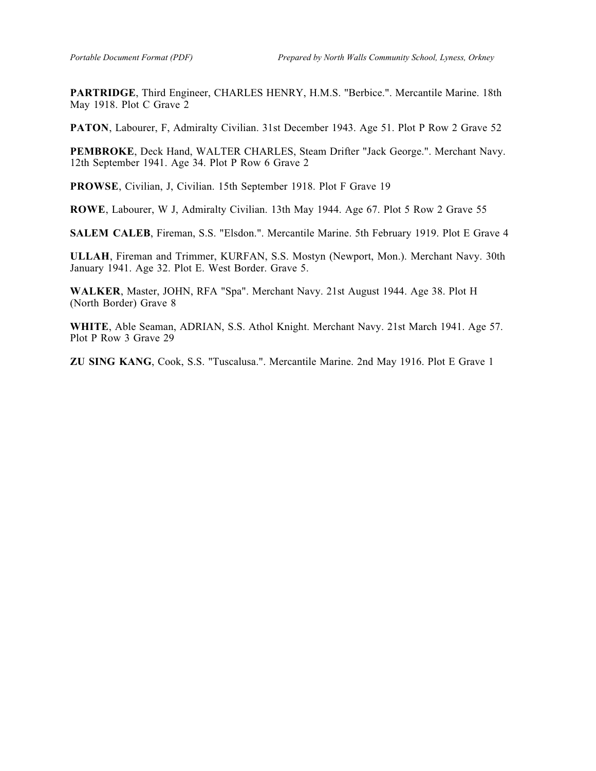**PARTRIDGE**, Third Engineer, CHARLES HENRY, H.M.S. "Berbice.". Mercantile Marine. 18th May 1918. Plot C Grave 2

**PATON**, Labourer, F, Admiralty Civilian. 31st December 1943. Age 51. Plot P Row 2 Grave 52

**PEMBROKE**, Deck Hand, WALTER CHARLES, Steam Drifter "Jack George.". Merchant Navy. 12th September 1941. Age 34. Plot P Row 6 Grave 2

**PROWSE**, Civilian, J, Civilian. 15th September 1918. Plot F Grave 19

**ROWE**, Labourer, W J, Admiralty Civilian. 13th May 1944. Age 67. Plot 5 Row 2 Grave 55

**SALEM CALEB**, Fireman, S.S. "Elsdon.". Mercantile Marine. 5th February 1919. Plot E Grave 4

**ULLAH**, Fireman and Trimmer, KURFAN, S.S. Mostyn (Newport, Mon.). Merchant Navy. 30th January 1941. Age 32. Plot E. West Border. Grave 5.

**WALKER**, Master, JOHN, RFA "Spa". Merchant Navy. 21st August 1944. Age 38. Plot H (North Border) Grave 8

**WHITE**, Able Seaman, ADRIAN, S.S. Athol Knight. Merchant Navy. 21st March 1941. Age 57. Plot P Row 3 Grave 29

**ZU SING KANG**, Cook, S.S. "Tuscalusa.". Mercantile Marine. 2nd May 1916. Plot E Grave 1